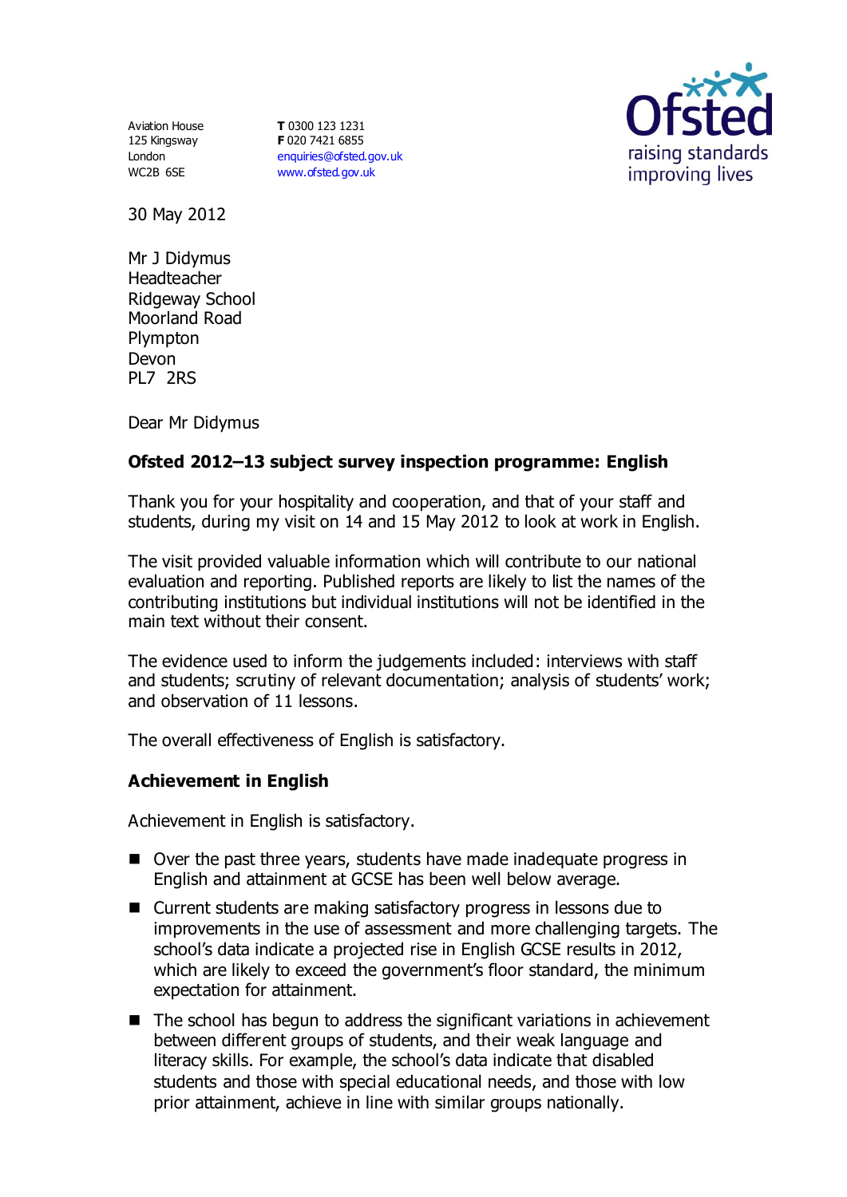Aviation House
125 Kingsway
London
WC2B 6SE

**T** 0300 123 1231
**F** 020 7421 6855
enquiries@ofsted.gov.uk
www.ofsted.gov.uk

30 May 2012

Mr J Didymus
Headteacher
Ridgeway School
Moorland Road
Plympton
Devon
PL7 2RS

Dear Mr Didymus

**Ofsted 2012–13 subject survey inspection programme: English**

Thank you for your hospitality and cooperation, and that of your staff and students, during my visit on 14 and 15 May 2012 to look at work in English.

The visit provided valuable information which will contribute to our national evaluation and reporting. Published reports are likely to list the names of the contributing institutions but individual institutions will not be identified in the main text without their consent.

The evidence used to inform the judgements included: interviews with staff and students; scrutiny of relevant documentation; analysis of students' work; and observation of 11 lessons.

The overall effectiveness of English is satisfactory.

## Achievement in English

Achievement in English is satisfactory.

- Over the past three years, students have made inadequate progress in English and attainment at GCSE has been well below average.
- Current students are making satisfactory progress in lessons due to improvements in the use of assessment and more challenging targets. The school's data indicate a projected rise in English GCSE results in 2012, which are likely to exceed the government's floor standard, the minimum expectation for attainment.
- The school has begun to address the significant variations in achievement between different groups of students, and their weak language and literacy skills. For example, the school's data indicate that disabled students and those with special educational needs, and those with low prior attainment, achieve in line with similar groups nationally.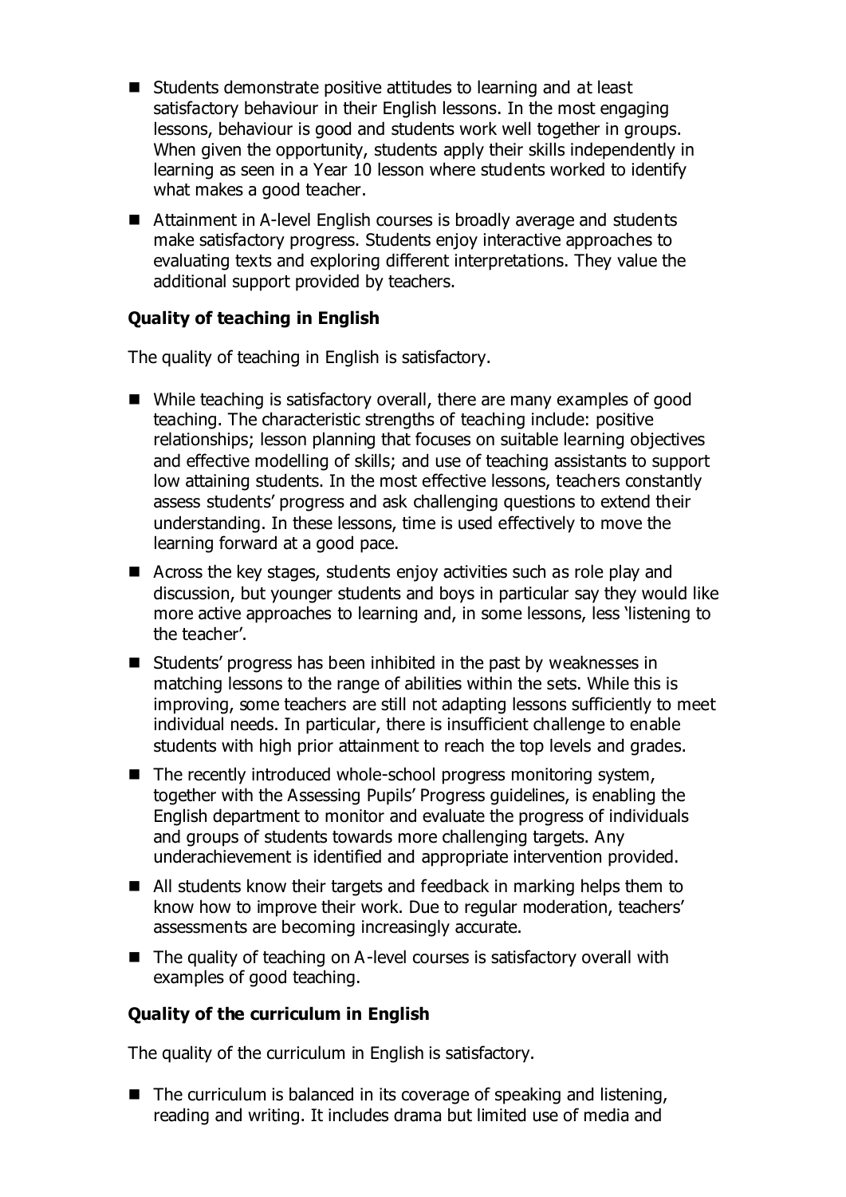- Students demonstrate positive attitudes to learning and at least satisfactory behaviour in their English lessons. In the most engaging lessons, behaviour is good and students work well together in groups. When given the opportunity, students apply their skills independently in learning as seen in a Year 10 lesson where students worked to identify what makes a good teacher.
- Attainment in A-level English courses is broadly average and students make satisfactory progress. Students enjoy interactive approaches to evaluating texts and exploring different interpretations. They value the additional support provided by teachers.

### Quality of teaching in English

The quality of teaching in English is satisfactory.

- While teaching is satisfactory overall, there are many examples of good teaching. The characteristic strengths of teaching include: positive relationships; lesson planning that focuses on suitable learning objectives and effective modelling of skills; and use of teaching assistants to support low attaining students. In the most effective lessons, teachers constantly assess students' progress and ask challenging questions to extend their understanding. In these lessons, time is used effectively to move the learning forward at a good pace.
- Across the key stages, students enjoy activities such as role play and discussion, but younger students and boys in particular say they would like more active approaches to learning and, in some lessons, less 'listening to the teacher'.
- Students' progress has been inhibited in the past by weaknesses in matching lessons to the range of abilities within the sets. While this is improving, some teachers are still not adapting lessons sufficiently to meet individual needs. In particular, there is insufficient challenge to enable students with high prior attainment to reach the top levels and grades.
- The recently introduced whole-school progress monitoring system, together with the Assessing Pupils' Progress guidelines, is enabling the English department to monitor and evaluate the progress of individuals and groups of students towards more challenging targets. Any underachievement is identified and appropriate intervention provided.
- All students know their targets and feedback in marking helps them to know how to improve their work. Due to regular moderation, teachers' assessments are becoming increasingly accurate.
- The quality of teaching on A-level courses is satisfactory overall with examples of good teaching.

### Quality of the curriculum in English

The quality of the curriculum in English is satisfactory.

- The curriculum is balanced in its coverage of speaking and listening, reading and writing. It includes drama but limited use of media and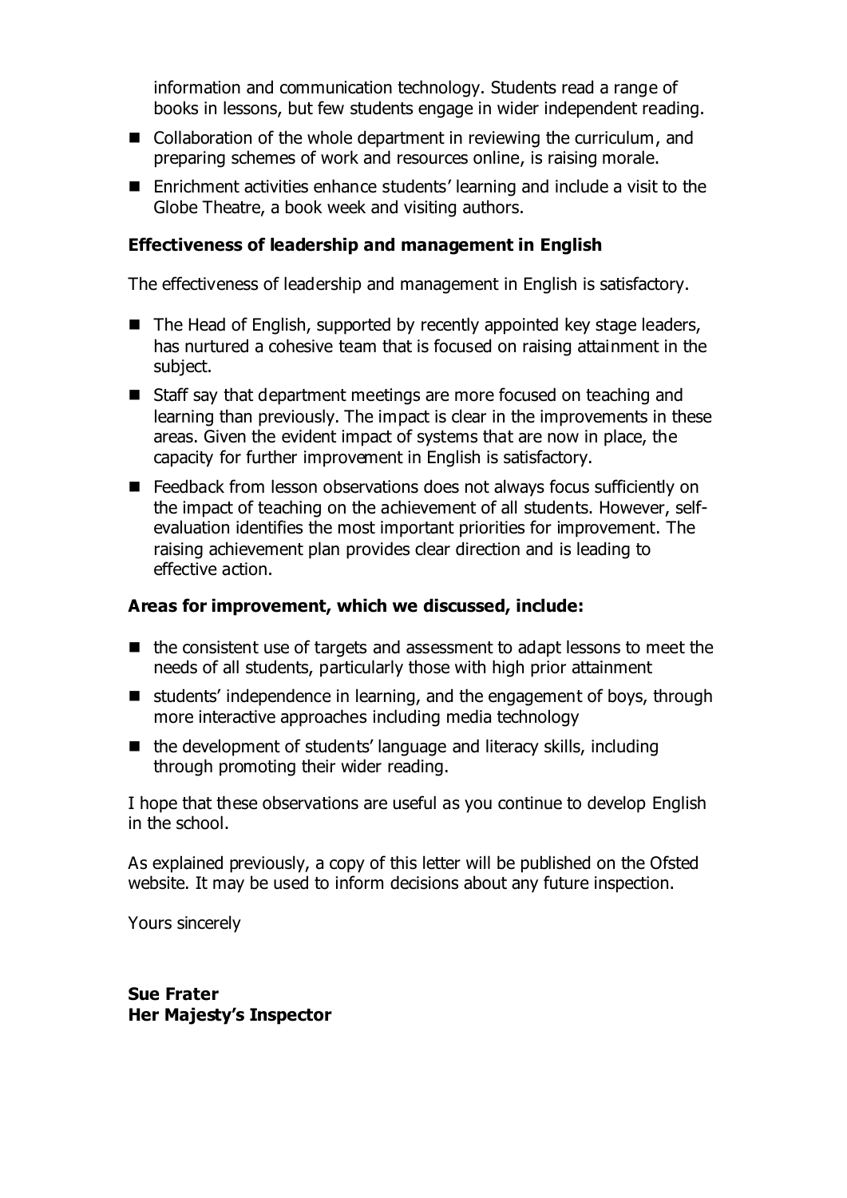information and communication technology. Students read a range of books in lessons, but few students engage in wider independent reading.

- Collaboration of the whole department in reviewing the curriculum, and preparing schemes of work and resources online, is raising morale.
- Enrichment activities enhance students' learning and include a visit to the Globe Theatre, a book week and visiting authors.

**Effectiveness of leadership and management in English**

The effectiveness of leadership and management in English is satisfactory.

- The Head of English, supported by recently appointed key stage leaders, has nurtured a cohesive team that is focused on raising attainment in the subject.
- Staff say that department meetings are more focused on teaching and learning than previously. The impact is clear in the improvements in these areas. Given the evident impact of systems that are now in place, the capacity for further improvement in English is satisfactory.
- Feedback from lesson observations does not always focus sufficiently on the impact of teaching on the achievement of all students. However, self-evaluation identifies the most important priorities for improvement. The raising achievement plan provides clear direction and is leading to effective action.

**Areas for improvement, which we discussed, include:**

- the consistent use of targets and assessment to adapt lessons to meet the needs of all students, particularly those with high prior attainment
- students' independence in learning, and the engagement of boys, through more interactive approaches including media technology
- the development of students' language and literacy skills, including through promoting their wider reading.

I hope that these observations are useful as you continue to develop English in the school.

As explained previously, a copy of this letter will be published on the Ofsted website. It may be used to inform decisions about any future inspection.

Yours sincerely

**Sue Frater**
**Her Majesty's Inspector**